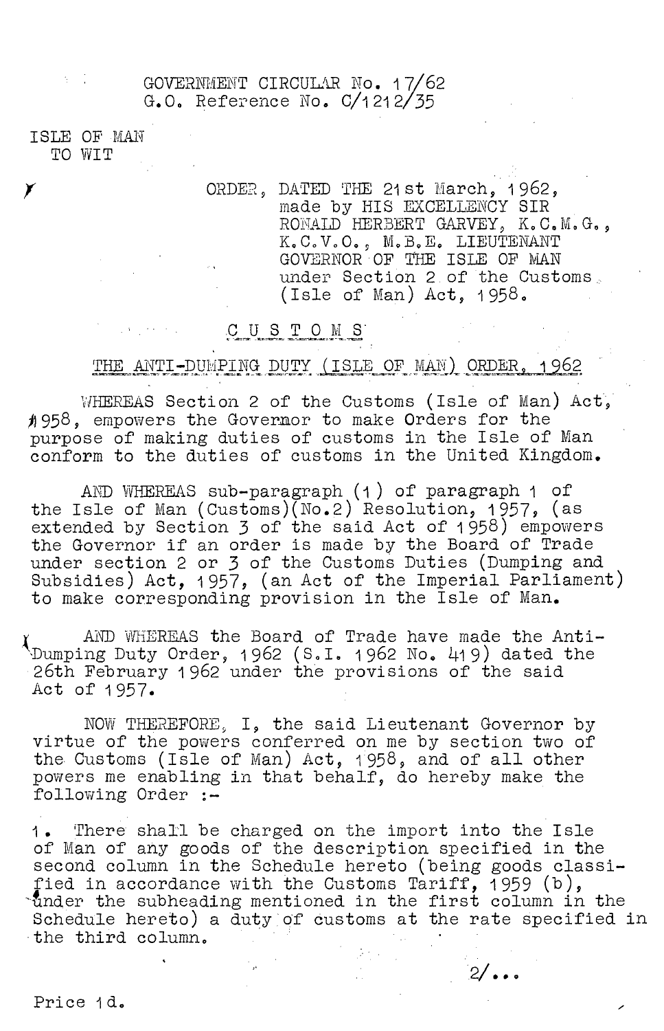GOVERNMENT CIRCULAR No. 17/62
G.O. Reference No. C/1212/35

ISLE OF MAN
TO WIT

ORDER, DATED THE 21st March, 1962, made by HIS EXCELLENCY SIR RONALD HERBERT GARVEY, K.C.M.G., K.C.V.O., M.B.E. LIEUTENANT GOVERNOR OF THE ISLE OF MAN under Section 2 of the Customs (Isle of Man) Act, 1958.

## CUSTOMS

## THE ANTI-DUMPING DUTY (ISLE OF MAN) ORDER, 1962

WHEREAS Section 2 of the Customs (Isle of Man) Act, 1958, empowers the Governor to make Orders for the purpose of making duties of customs in the Isle of Man conform to the duties of customs in the United Kingdom.

AND WHEREAS sub-paragraph (1) of paragraph 1 of the Isle of Man (Customs)(No.2) Resolution, 1957, (as extended by Section 3 of the said Act of 1958) empowers the Governor if an order is made by the Board of Trade under section 2 or 3 of the Customs Duties (Dumping and Subsidies) Act, 1957, (an Act of the Imperial Parliament) to make corresponding provision in the Isle of Man.

AND WHEREAS the Board of Trade have made the Anti-Dumping Duty Order, 1962 (S.I. 1962 No. 419) dated the 26th February 1962 under the provisions of the said Act of 1957.

NOW THEREFORE, I, the said Lieutenant Governor by virtue of the powers conferred on me by section two of the Customs (Isle of Man) Act, 1958, and of all other powers me enabling in that behalf, do hereby make the following Order :-

1. There shall be charged on the import into the Isle of Man of any goods of the description specified in the second column in the Schedule hereto (being goods classified in accordance with the Customs Tariff, 1959 (b), under the subheading mentioned in the first column in the Schedule hereto) a duty of customs at the rate specified in the third column.

2/...

Price 1d.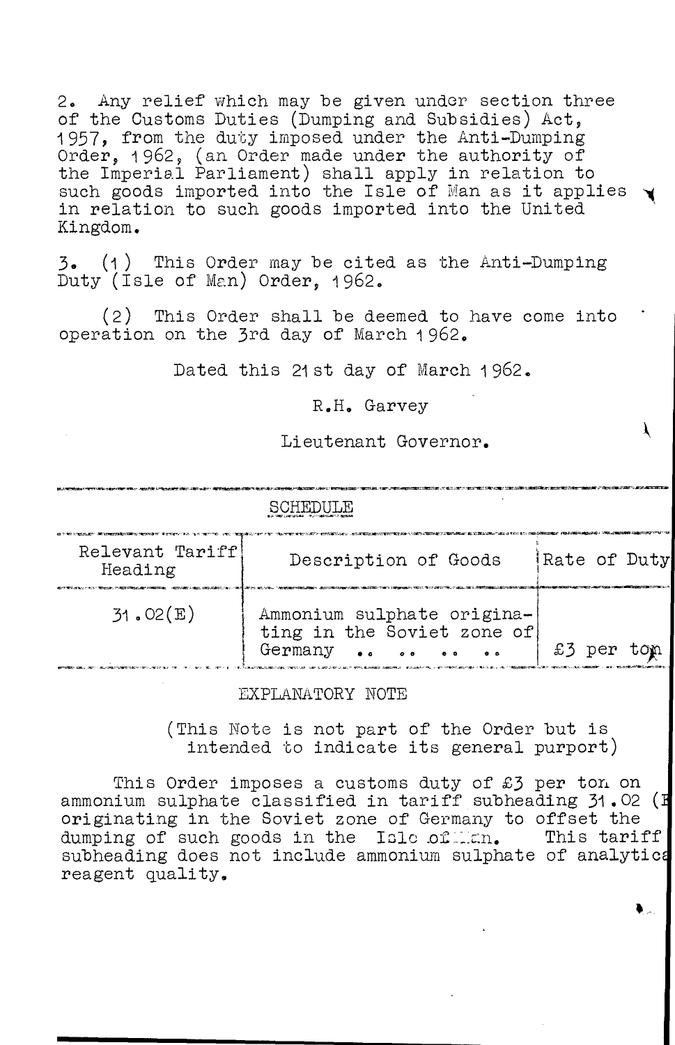2. Any relief which may be given under section three of the Customs Duties (Dumping and Subsidies) Act, 1957, from the duty imposed under the Anti-Dumping Order, 1962, (an Order made under the authority of the Imperial Parliament) shall apply in relation to such goods imported into the Isle of Man as it applies in relation to such goods imported into the United Kingdom.

3. (1) This Order may be cited as the Anti-Dumping Duty (Isle of Man) Order, 1962.

(2) This Order shall be deemed to have come into operation on the 3rd day of March 1962.

Dated this 21st day of March 1962.

R.H. Garvey

Lieutenant Governor.

SCHEDULE

| Relevant Tariff Heading | Description of Goods | Rate of Duty |
|---|---|---|
| 31.02(E) | Ammonium sulphate originating in the Soviet zone of Germany .. .. .. .. | £3 per ton |

EXPLANATORY NOTE

(This Note is not part of the Order but is intended to indicate its general purport)

This Order imposes a customs duty of £3 per ton on ammonium sulphate classified in tariff subheading 31.02 (E) originating in the Soviet zone of Germany to offset the dumping of such goods in the Isle of Man. This tariff subheading does not include ammonium sulphate of analytical reagent quality.